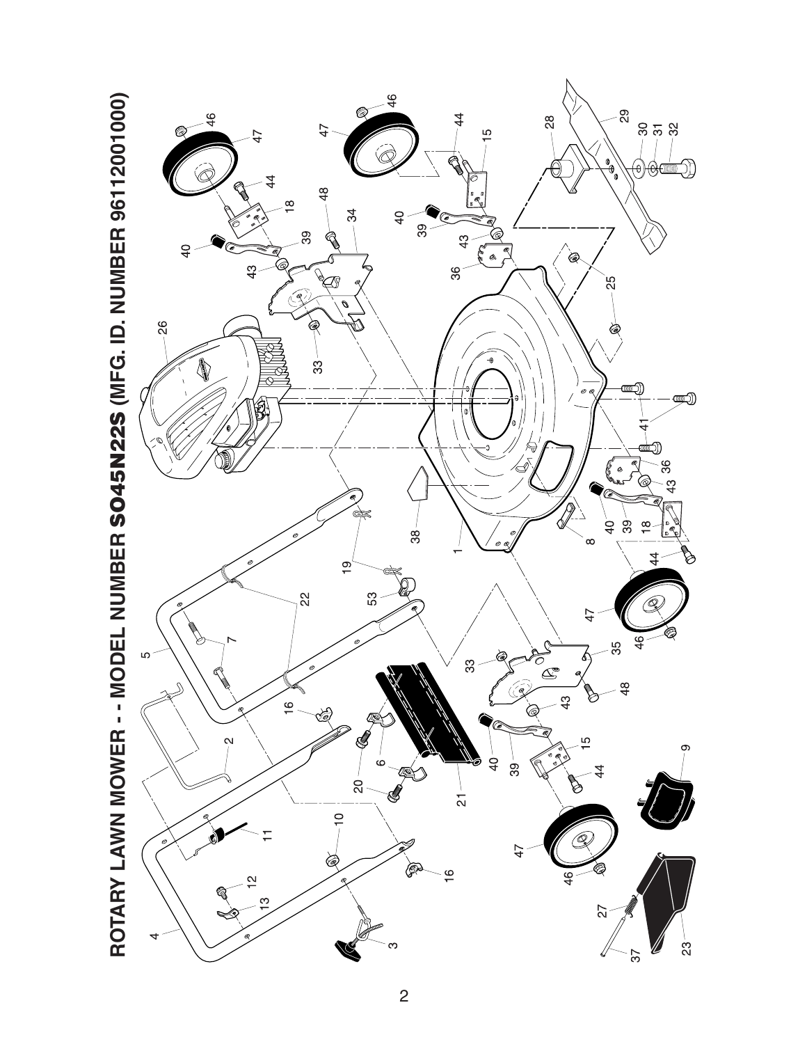# ROTARY LAWN MOWER - - MODEL NUMBER SO45N22S (MFG. ID. NUMBER 96112001000)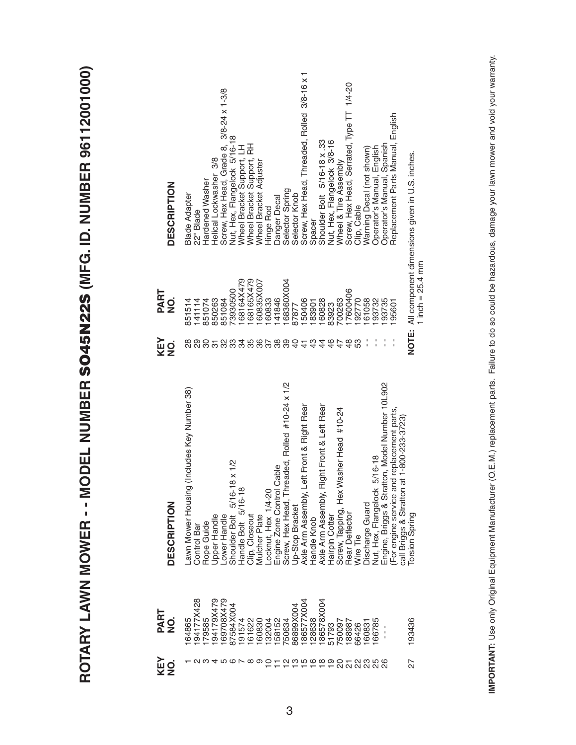# ROTARY LAWN MOWER - - MODEL NUMBER SO45N22S (MFG. ID. NUMBER 96112001000)

| KEY NO. | PART NO. | DESCRIPTION |
|---|---|---|
| 1 | 164865 | Lawn Mower Housing (Includes Key Number 38) |
| 2 | 194177X428 | Control Bar |
| 3 | 179585 | Rope Guide |
| 4 | 194179X479 | Upper Handle |
| 5 | 169708X479 | Lower Handle |
| 6 | 87584X004 | Shoulder Bolt 5/16-18 x 1/2 |
| 7 | 191574 | Handle Bolt 5/16-18 |
| 8 | 161622 | Clip, Closeout |
| 9 | 160830 | Mulcher Plate |
| 10 | 132004 | Locknut, Hex 1/4-20 |
| 11 | 158152 | Engine Zone Control Cable |
| 12 | 750634 | Screw, Hex Head, Threaded, Rolled #10-24 x 1/2 |
| 13 | 86899X004 | Up-Stop Bracket |
| 15 | 186577X004 | Axle Arm Assembly, Left Front & Right Rear |
| 16 | 128638 | Handle Knob |
| 18 | 186578X004 | Axle Arm Assembly, Right Front & Left Rear |
| 19 | 51793 | Hairpin Cotter |
| 20 | 750097 | Screw, Tapping, Hex Washer Head #10-24 |
| 21 | 188987 | Rear Deflector |
| 22 | 66426 | Wire Tie |
| 23 | 160831 | Discharge Guard |
| 25 | 166785 | Nut, Hex, Flangelock 5/16-18 |
| 26 | - - - | Engine, Briggs & Stratton, Model Number 10L902 (For engine service and replacement parts, call Briggs & Stratton at 1-800-233-3723) |
| 27 | 193436 | Torsion Spring |
| 28 | 851514 | Blade Adapter |
| 29 | 141114 | 22" Blade |
| 30 | 851074 | Hardened Washer |
| 31 | 850263 | Helical Lockwasher 3/8 |
| 32 | 851084 | Screw, Hex Head, Grade 8, 3/8-24 x 1-3/8 |
| 33 | 73930500 | Nut, Hex, Flangelock 5/16-18 |
| 34 | 168164X479 | Wheel Bracket Support, LH |
| 35 | 168165X479 | Wheel Bracket Support, RH |
| 36 | 160835X007 | Wheel Bracket Adjuster |
| 37 | 160833 | Hinge Rod |
| 38 | 141846 | Danger Decal |
| 39 | 168360X004 | Selector Spring |
| 40 | 87877 | Selector Knob |
| 41 | 150406 | Screw, Hex Head, Threaded, Rolled 3/8-16 x 1 |
| 43 | 183901 | Spacer |
| 44 | 160828 | Shoulder Bolt 5/16-18 x .33 |
| 46 | 83923 | Nut, Hex, Flangelock 3/8-16 |
| 47 | 700263 | Wheel & Tire Assembly |
| 48 | 17600406 | Screw, Hex Head, Serrated, Type TT 1/4-20 |
| 53 | 192770 | Clip, Cable |
| - - | 161058 | Warning Decal (not shown) |
| - - | 193732 | Operator's Manual, English |
| - - | 193735 | Operator's Manual, Spanish |
| - - | 195601 | Replacement Parts Manual, English |

**NOTE:** All component dimensions given in U.S. inches.
1 inch = 25.4 mm

**IMPORTANT:** Use only Original Equipment Manufacturer (O.E.M.) replacement parts. Failure to do so could be hazardous, damage your lawn mower and void your warranty.